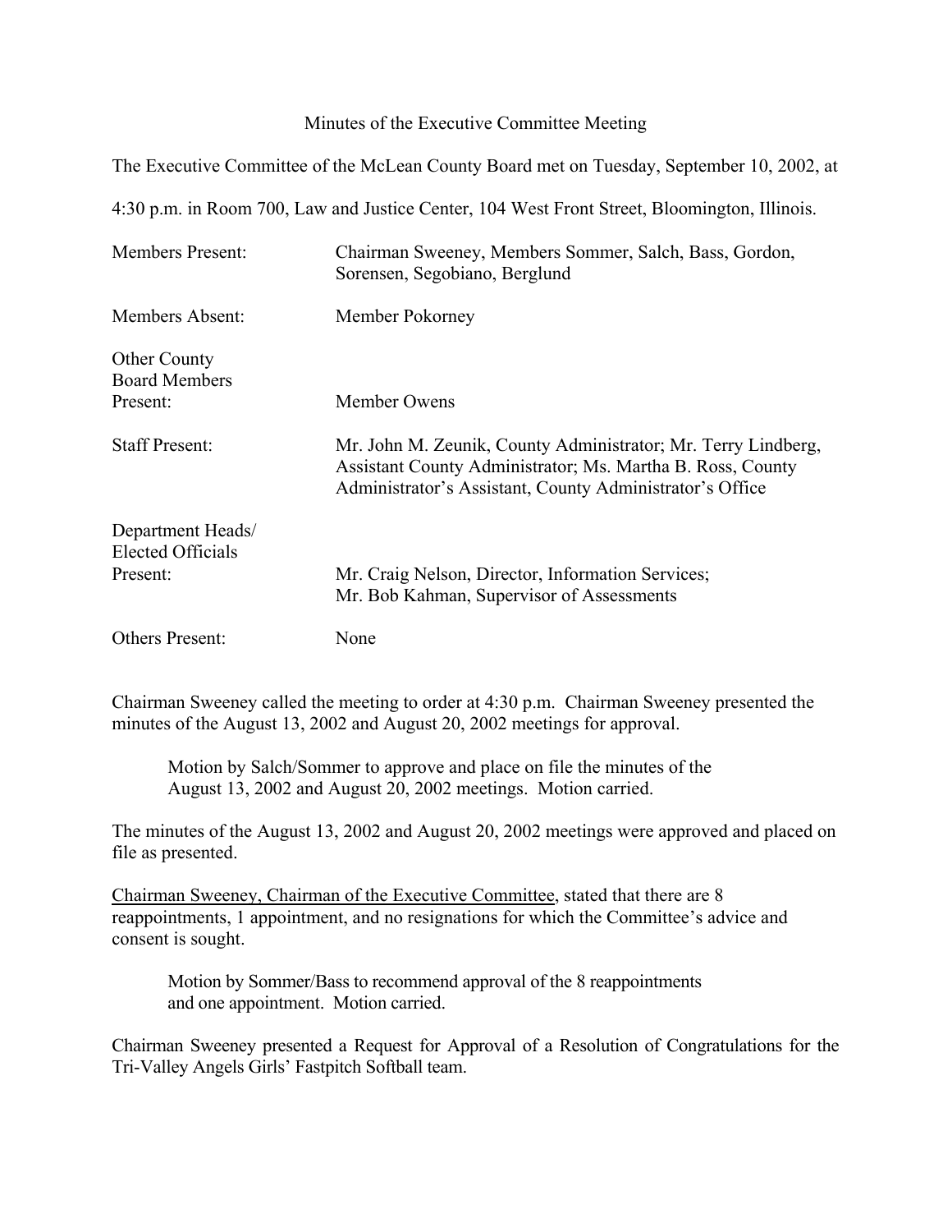# Minutes of the Executive Committee Meeting

The Executive Committee of the McLean County Board met on Tuesday, September 10, 2002, at 4:30 p.m. in Room 700, Law and Justice Center, 104 West Front Street, Bloomington, Illinois.

| | |
|---|---|
| Members Present: | Chairman Sweeney, Members Sommer, Salch, Bass, Gordon, Sorensen, Segobiano, Berglund |
| Members Absent: | Member Pokorney |
| Other County Board Members Present: | Member Owens |
| Staff Present: | Mr. John M. Zeunik, County Administrator; Mr. Terry Lindberg, Assistant County Administrator; Ms. Martha B. Ross, County Administrator's Assistant, County Administrator's Office |
| Department Heads/ Elected Officials Present: | Mr. Craig Nelson, Director, Information Services; Mr. Bob Kahman, Supervisor of Assessments |
| Others Present: | None |

Chairman Sweeney called the meeting to order at 4:30 p.m. Chairman Sweeney presented the minutes of the August 13, 2002 and August 20, 2002 meetings for approval.

> Motion by Salch/Sommer to approve and place on file the minutes of the August 13, 2002 and August 20, 2002 meetings. Motion carried.

The minutes of the August 13, 2002 and August 20, 2002 meetings were approved and placed on file as presented.

Chairman Sweeney, Chairman of the Executive Committee, stated that there are 8 reappointments, 1 appointment, and no resignations for which the Committee's advice and consent is sought.

> Motion by Sommer/Bass to recommend approval of the 8 reappointments and one appointment. Motion carried.

Chairman Sweeney presented a Request for Approval of a Resolution of Congratulations for the Tri-Valley Angels Girls' Fastpitch Softball team.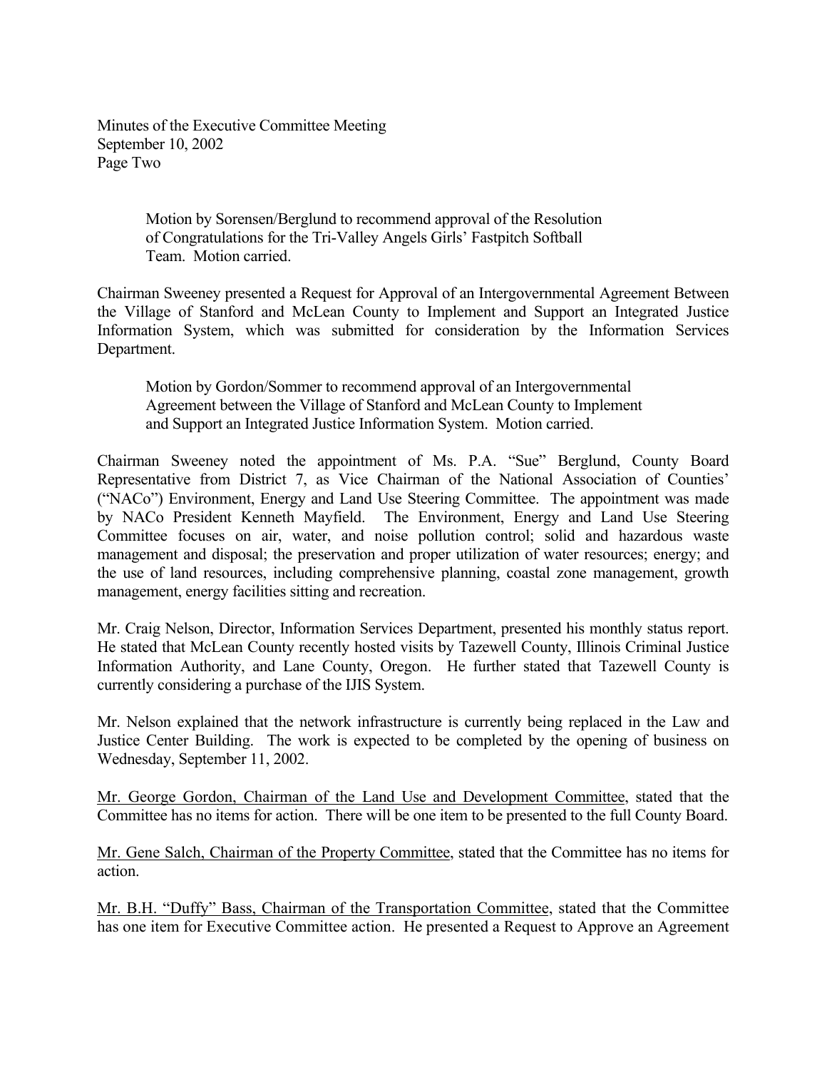Motion by Sorensen/Berglund to recommend approval of the Resolution of Congratulations for the Tri-Valley Angels Girls' Fastpitch Softball Team. Motion carried.

Chairman Sweeney presented a Request for Approval of an Intergovernmental Agreement Between the Village of Stanford and McLean County to Implement and Support an Integrated Justice Information System, which was submitted for consideration by the Information Services Department.

Motion by Gordon/Sommer to recommend approval of an Intergovernmental Agreement between the Village of Stanford and McLean County to Implement and Support an Integrated Justice Information System. Motion carried.

Chairman Sweeney noted the appointment of Ms. P.A. "Sue" Berglund, County Board Representative from District 7, as Vice Chairman of the National Association of Counties' ("NACo") Environment, Energy and Land Use Steering Committee. The appointment was made by NACo President Kenneth Mayfield. The Environment, Energy and Land Use Steering Committee focuses on air, water, and noise pollution control; solid and hazardous waste management and disposal; the preservation and proper utilization of water resources; energy; and the use of land resources, including comprehensive planning, coastal zone management, growth management, energy facilities sitting and recreation.

Mr. Craig Nelson, Director, Information Services Department, presented his monthly status report. He stated that McLean County recently hosted visits by Tazewell County, Illinois Criminal Justice Information Authority, and Lane County, Oregon. He further stated that Tazewell County is currently considering a purchase of the IJIS System.

Mr. Nelson explained that the network infrastructure is currently being replaced in the Law and Justice Center Building. The work is expected to be completed by the opening of business on Wednesday, September 11, 2002.

Mr. George Gordon, Chairman of the Land Use and Development Committee, stated that the Committee has no items for action. There will be one item to be presented to the full County Board.

Mr. Gene Salch, Chairman of the Property Committee, stated that the Committee has no items for action.

Mr. B.H. "Duffy" Bass, Chairman of the Transportation Committee, stated that the Committee has one item for Executive Committee action. He presented a Request to Approve an Agreement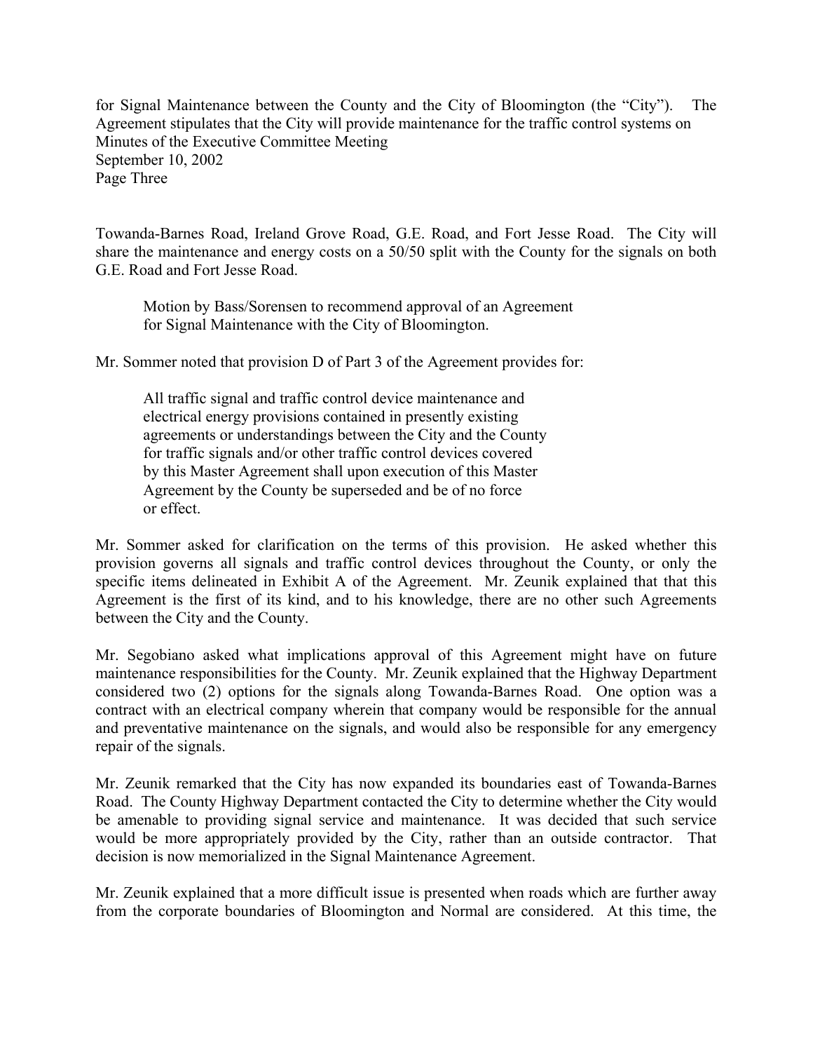for Signal Maintenance between the County and the City of Bloomington (the "City"). The Agreement stipulates that the City will provide maintenance for the traffic control systems on Towanda-Barnes Road, Ireland Grove Road, G.E. Road, and Fort Jesse Road. The City will share the maintenance and energy costs on a 50/50 split with the County for the signals on both G.E. Road and Fort Jesse Road.

> Motion by Bass/Sorensen to recommend approval of an Agreement for Signal Maintenance with the City of Bloomington.

Mr. Sommer noted that provision D of Part 3 of the Agreement provides for:

> All traffic signal and traffic control device maintenance and electrical energy provisions contained in presently existing agreements or understandings between the City and the County for traffic signals and/or other traffic control devices covered by this Master Agreement shall upon execution of this Master Agreement by the County be superseded and be of no force or effect.

Mr. Sommer asked for clarification on the terms of this provision. He asked whether this provision governs all signals and traffic control devices throughout the County, or only the specific items delineated in Exhibit A of the Agreement. Mr. Zeunik explained that that this Agreement is the first of its kind, and to his knowledge, there are no other such Agreements between the City and the County.

Mr. Segobiano asked what implications approval of this Agreement might have on future maintenance responsibilities for the County. Mr. Zeunik explained that the Highway Department considered two (2) options for the signals along Towanda-Barnes Road. One option was a contract with an electrical company wherein that company would be responsible for the annual and preventative maintenance on the signals, and would also be responsible for any emergency repair of the signals.

Mr. Zeunik remarked that the City has now expanded its boundaries east of Towanda-Barnes Road. The County Highway Department contacted the City to determine whether the City would be amenable to providing signal service and maintenance. It was decided that such service would be more appropriately provided by the City, rather than an outside contractor. That decision is now memorialized in the Signal Maintenance Agreement.

Mr. Zeunik explained that a more difficult issue is presented when roads which are further away from the corporate boundaries of Bloomington and Normal are considered. At this time, the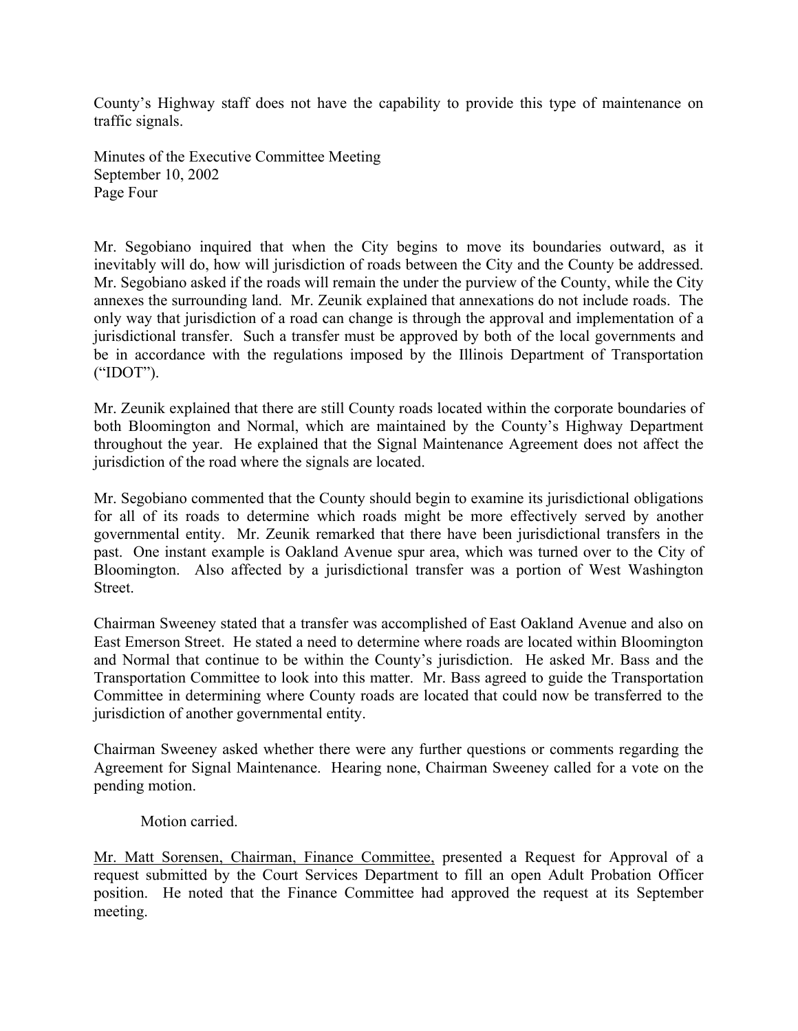County's Highway staff does not have the capability to provide this type of maintenance on traffic signals.

Mr. Segobiano inquired that when the City begins to move its boundaries outward, as it inevitably will do, how will jurisdiction of roads between the City and the County be addressed. Mr. Segobiano asked if the roads will remain the under the purview of the County, while the City annexes the surrounding land. Mr. Zeunik explained that annexations do not include roads. The only way that jurisdiction of a road can change is through the approval and implementation of a jurisdictional transfer. Such a transfer must be approved by both of the local governments and be in accordance with the regulations imposed by the Illinois Department of Transportation ("IDOT").

Mr. Zeunik explained that there are still County roads located within the corporate boundaries of both Bloomington and Normal, which are maintained by the County's Highway Department throughout the year. He explained that the Signal Maintenance Agreement does not affect the jurisdiction of the road where the signals are located.

Mr. Segobiano commented that the County should begin to examine its jurisdictional obligations for all of its roads to determine which roads might be more effectively served by another governmental entity. Mr. Zeunik remarked that there have been jurisdictional transfers in the past. One instant example is Oakland Avenue spur area, which was turned over to the City of Bloomington. Also affected by a jurisdictional transfer was a portion of West Washington Street.

Chairman Sweeney stated that a transfer was accomplished of East Oakland Avenue and also on East Emerson Street. He stated a need to determine where roads are located within Bloomington and Normal that continue to be within the County's jurisdiction. He asked Mr. Bass and the Transportation Committee to look into this matter. Mr. Bass agreed to guide the Transportation Committee in determining where County roads are located that could now be transferred to the jurisdiction of another governmental entity.

Chairman Sweeney asked whether there were any further questions or comments regarding the Agreement for Signal Maintenance. Hearing none, Chairman Sweeney called for a vote on the pending motion.

Motion carried.

Mr. Matt Sorensen, Chairman, Finance Committee, presented a Request for Approval of a request submitted by the Court Services Department to fill an open Adult Probation Officer position. He noted that the Finance Committee had approved the request at its September meeting.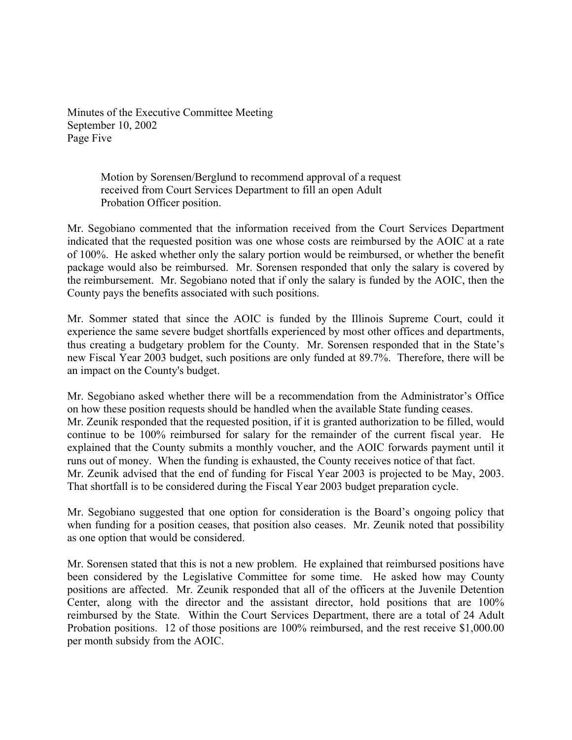Motion by Sorensen/Berglund to recommend approval of a request received from Court Services Department to fill an open Adult Probation Officer position.

Mr. Segobiano commented that the information received from the Court Services Department indicated that the requested position was one whose costs are reimbursed by the AOIC at a rate of 100%. He asked whether only the salary portion would be reimbursed, or whether the benefit package would also be reimbursed. Mr. Sorensen responded that only the salary is covered by the reimbursement. Mr. Segobiano noted that if only the salary is funded by the AOIC, then the County pays the benefits associated with such positions.

Mr. Sommer stated that since the AOIC is funded by the Illinois Supreme Court, could it experience the same severe budget shortfalls experienced by most other offices and departments, thus creating a budgetary problem for the County. Mr. Sorensen responded that in the State's new Fiscal Year 2003 budget, such positions are only funded at 89.7%. Therefore, there will be an impact on the County's budget.

Mr. Segobiano asked whether there will be a recommendation from the Administrator's Office on how these position requests should be handled when the available State funding ceases. Mr. Zeunik responded that the requested position, if it is granted authorization to be filled, would continue to be 100% reimbursed for salary for the remainder of the current fiscal year. He explained that the County submits a monthly voucher, and the AOIC forwards payment until it runs out of money. When the funding is exhausted, the County receives notice of that fact. Mr. Zeunik advised that the end of funding for Fiscal Year 2003 is projected to be May, 2003. That shortfall is to be considered during the Fiscal Year 2003 budget preparation cycle.

Mr. Segobiano suggested that one option for consideration is the Board's ongoing policy that when funding for a position ceases, that position also ceases. Mr. Zeunik noted that possibility as one option that would be considered.

Mr. Sorensen stated that this is not a new problem. He explained that reimbursed positions have been considered by the Legislative Committee for some time. He asked how may County positions are affected. Mr. Zeunik responded that all of the officers at the Juvenile Detention Center, along with the director and the assistant director, hold positions that are 100% reimbursed by the State. Within the Court Services Department, there are a total of 24 Adult Probation positions. 12 of those positions are 100% reimbursed, and the rest receive $1,000.00 per month subsidy from the AOIC.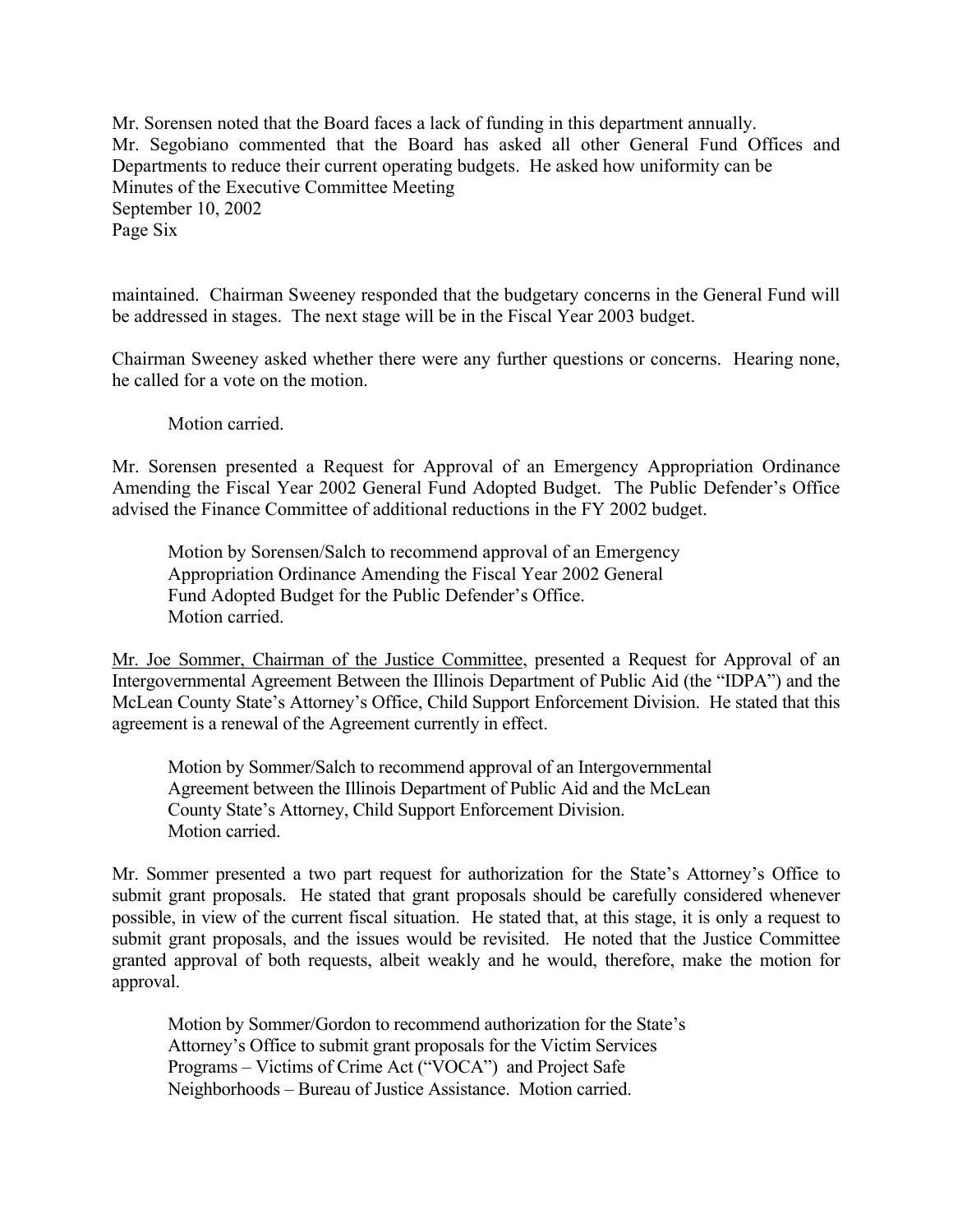Mr. Sorensen noted that the Board faces a lack of funding in this department annually. Mr. Segobiano commented that the Board has asked all other General Fund Offices and Departments to reduce their current operating budgets. He asked how uniformity can be maintained. Chairman Sweeney responded that the budgetary concerns in the General Fund will be addressed in stages. The next stage will be in the Fiscal Year 2003 budget.

Chairman Sweeney asked whether there were any further questions or concerns. Hearing none, he called for a vote on the motion.

> Motion carried.

Mr. Sorensen presented a Request for Approval of an Emergency Appropriation Ordinance Amending the Fiscal Year 2002 General Fund Adopted Budget. The Public Defender's Office advised the Finance Committee of additional reductions in the FY 2002 budget.

> Motion by Sorensen/Salch to recommend approval of an Emergency Appropriation Ordinance Amending the Fiscal Year 2002 General Fund Adopted Budget for the Public Defender's Office.
> Motion carried.

Mr. Joe Sommer, Chairman of the Justice Committee, presented a Request for Approval of an Intergovernmental Agreement Between the Illinois Department of Public Aid (the "IDPA") and the McLean County State's Attorney's Office, Child Support Enforcement Division. He stated that this agreement is a renewal of the Agreement currently in effect.

> Motion by Sommer/Salch to recommend approval of an Intergovernmental Agreement between the Illinois Department of Public Aid and the McLean County State's Attorney, Child Support Enforcement Division.
> Motion carried.

Mr. Sommer presented a two part request for authorization for the State's Attorney's Office to submit grant proposals. He stated that grant proposals should be carefully considered whenever possible, in view of the current fiscal situation. He stated that, at this stage, it is only a request to submit grant proposals, and the issues would be revisited. He noted that the Justice Committee granted approval of both requests, albeit weakly and he would, therefore, make the motion for approval.

> Motion by Sommer/Gordon to recommend authorization for the State's Attorney's Office to submit grant proposals for the Victim Services Programs – Victims of Crime Act ("VOCA") and Project Safe Neighborhoods – Bureau of Justice Assistance. Motion carried.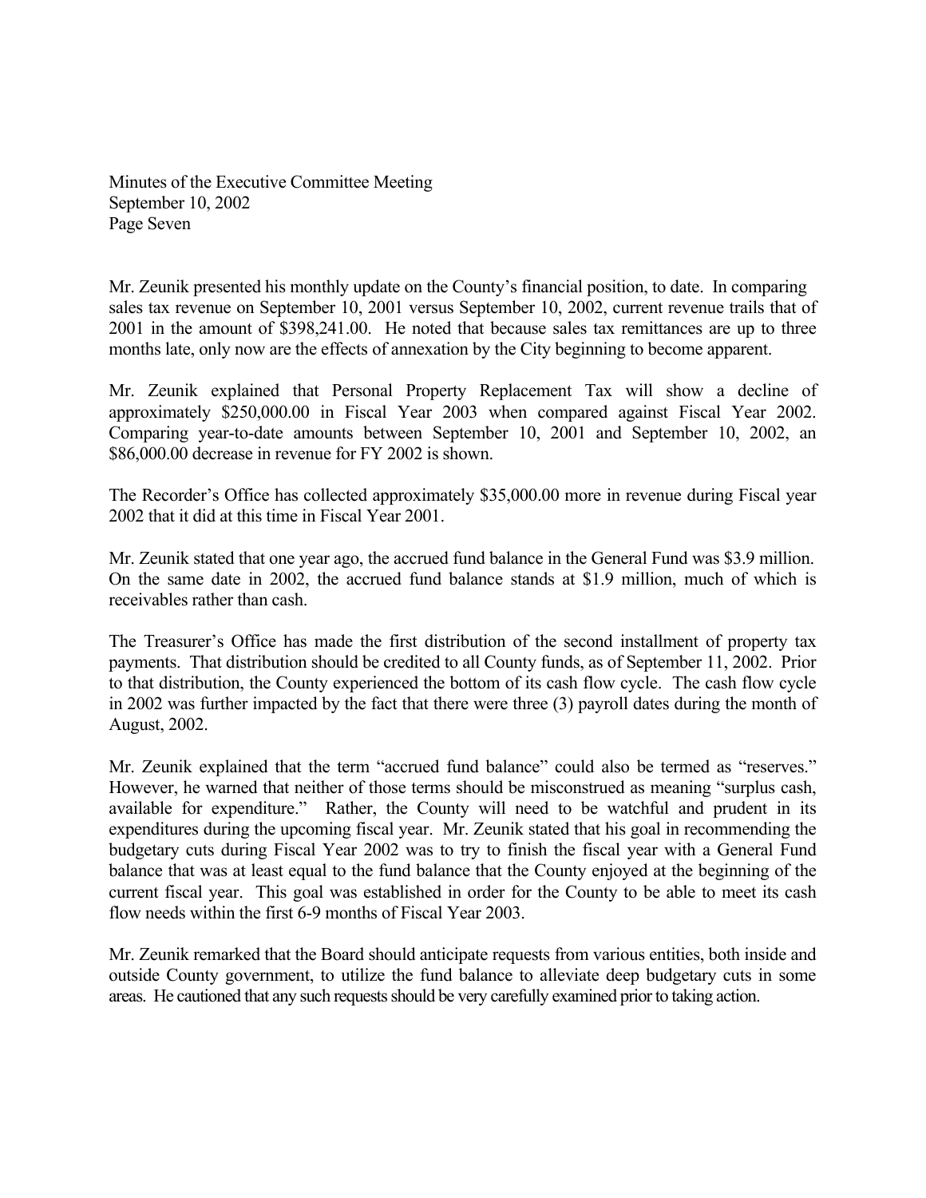Mr. Zeunik presented his monthly update on the County's financial position, to date. In comparing sales tax revenue on September 10, 2001 versus September 10, 2002, current revenue trails that of 2001 in the amount of $398,241.00. He noted that because sales tax remittances are up to three months late, only now are the effects of annexation by the City beginning to become apparent.

Mr. Zeunik explained that Personal Property Replacement Tax will show a decline of approximately $250,000.00 in Fiscal Year 2003 when compared against Fiscal Year 2002. Comparing year-to-date amounts between September 10, 2001 and September 10, 2002, an $86,000.00 decrease in revenue for FY 2002 is shown.

The Recorder's Office has collected approximately $35,000.00 more in revenue during Fiscal year 2002 that it did at this time in Fiscal Year 2001.

Mr. Zeunik stated that one year ago, the accrued fund balance in the General Fund was $3.9 million. On the same date in 2002, the accrued fund balance stands at $1.9 million, much of which is receivables rather than cash.

The Treasurer's Office has made the first distribution of the second installment of property tax payments. That distribution should be credited to all County funds, as of September 11, 2002. Prior to that distribution, the County experienced the bottom of its cash flow cycle. The cash flow cycle in 2002 was further impacted by the fact that there were three (3) payroll dates during the month of August, 2002.

Mr. Zeunik explained that the term "accrued fund balance" could also be termed as "reserves." However, he warned that neither of those terms should be misconstrued as meaning "surplus cash, available for expenditure." Rather, the County will need to be watchful and prudent in its expenditures during the upcoming fiscal year. Mr. Zeunik stated that his goal in recommending the budgetary cuts during Fiscal Year 2002 was to try to finish the fiscal year with a General Fund balance that was at least equal to the fund balance that the County enjoyed at the beginning of the current fiscal year. This goal was established in order for the County to be able to meet its cash flow needs within the first 6-9 months of Fiscal Year 2003.

Mr. Zeunik remarked that the Board should anticipate requests from various entities, both inside and outside County government, to utilize the fund balance to alleviate deep budgetary cuts in some areas. He cautioned that any such requests should be very carefully examined prior to taking action.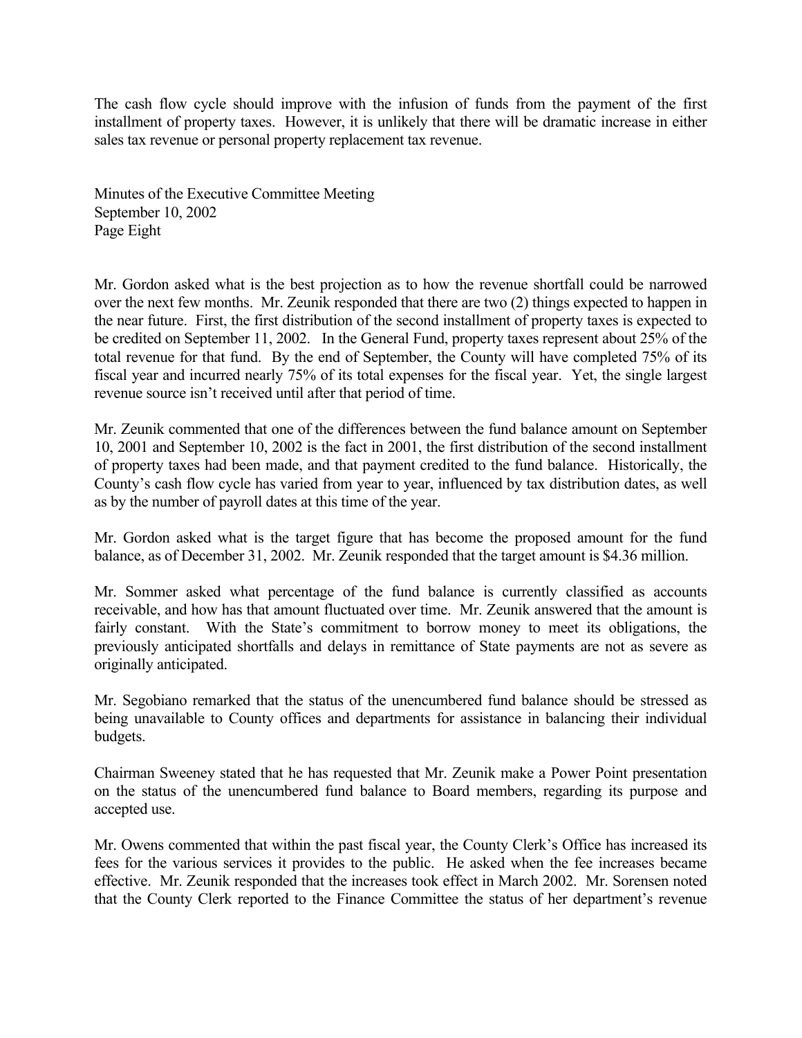The cash flow cycle should improve with the infusion of funds from the payment of the first installment of property taxes. However, it is unlikely that there will be dramatic increase in either sales tax revenue or personal property replacement tax revenue.

Mr. Gordon asked what is the best projection as to how the revenue shortfall could be narrowed over the next few months. Mr. Zeunik responded that there are two (2) things expected to happen in the near future. First, the first distribution of the second installment of property taxes is expected to be credited on September 11, 2002. In the General Fund, property taxes represent about 25% of the total revenue for that fund. By the end of September, the County will have completed 75% of its fiscal year and incurred nearly 75% of its total expenses for the fiscal year. Yet, the single largest revenue source isn't received until after that period of time.

Mr. Zeunik commented that one of the differences between the fund balance amount on September 10, 2001 and September 10, 2002 is the fact in 2001, the first distribution of the second installment of property taxes had been made, and that payment credited to the fund balance. Historically, the County's cash flow cycle has varied from year to year, influenced by tax distribution dates, as well as by the number of payroll dates at this time of the year.

Mr. Gordon asked what is the target figure that has become the proposed amount for the fund balance, as of December 31, 2002. Mr. Zeunik responded that the target amount is $4.36 million.

Mr. Sommer asked what percentage of the fund balance is currently classified as accounts receivable, and how has that amount fluctuated over time. Mr. Zeunik answered that the amount is fairly constant. With the State's commitment to borrow money to meet its obligations, the previously anticipated shortfalls and delays in remittance of State payments are not as severe as originally anticipated.

Mr. Segobiano remarked that the status of the unencumbered fund balance should be stressed as being unavailable to County offices and departments for assistance in balancing their individual budgets.

Chairman Sweeney stated that he has requested that Mr. Zeunik make a Power Point presentation on the status of the unencumbered fund balance to Board members, regarding its purpose and accepted use.

Mr. Owens commented that within the past fiscal year, the County Clerk's Office has increased its fees for the various services it provides to the public. He asked when the fee increases became effective. Mr. Zeunik responded that the increases took effect in March 2002. Mr. Sorensen noted that the County Clerk reported to the Finance Committee the status of her department's revenue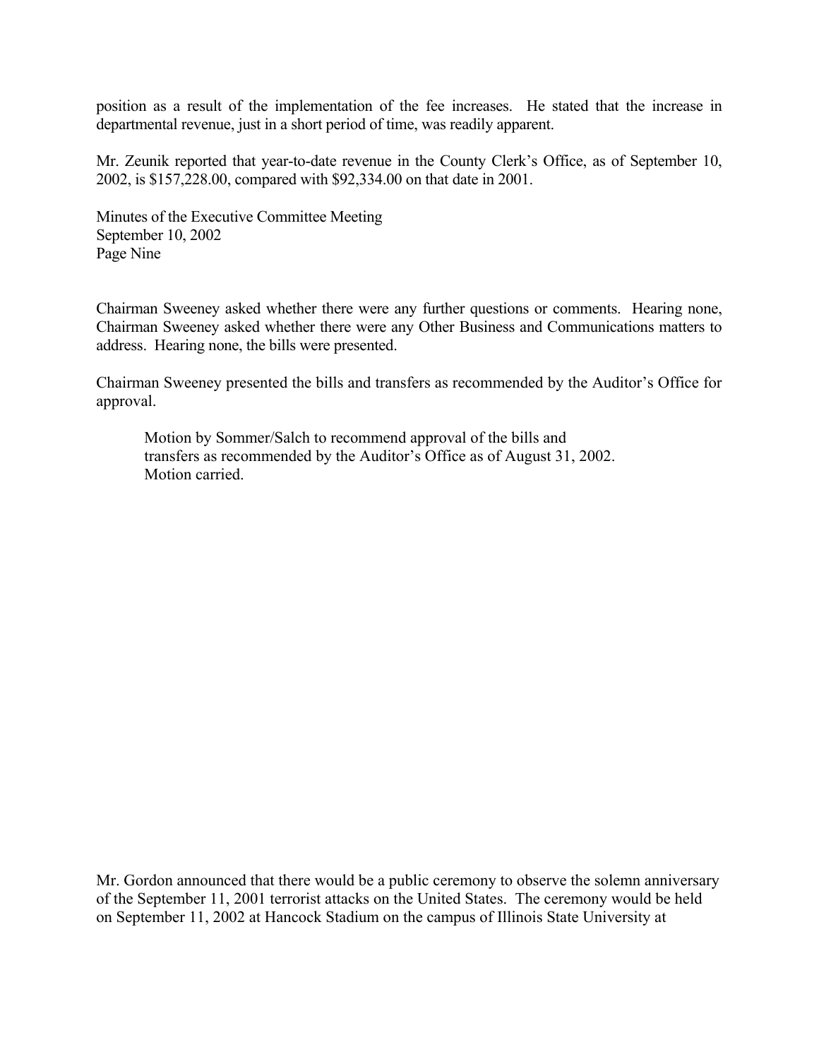position as a result of the implementation of the fee increases. He stated that the increase in departmental revenue, just in a short period of time, was readily apparent.

Mr. Zeunik reported that year-to-date revenue in the County Clerk's Office, as of September 10, 2002, is $157,228.00, compared with $92,334.00 on that date in 2001.

Chairman Sweeney asked whether there were any further questions or comments. Hearing none, Chairman Sweeney asked whether there were any Other Business and Communications matters to address. Hearing none, the bills were presented.

Chairman Sweeney presented the bills and transfers as recommended by the Auditor's Office for approval.

> Motion by Sommer/Salch to recommend approval of the bills and transfers as recommended by the Auditor's Office as of August 31, 2002. Motion carried.

Mr. Gordon announced that there would be a public ceremony to observe the solemn anniversary of the September 11, 2001 terrorist attacks on the United States. The ceremony would be held on September 11, 2002 at Hancock Stadium on the campus of Illinois State University at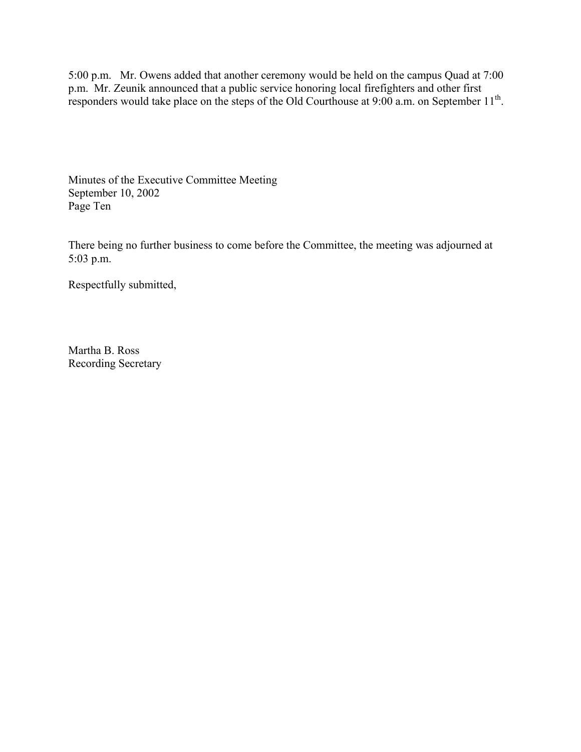5:00 p.m. Mr. Owens added that another ceremony would be held on the campus Quad at 7:00 p.m. Mr. Zeunik announced that a public service honoring local firefighters and other first responders would take place on the steps of the Old Courthouse at 9:00 a.m. on September 11th.

There being no further business to come before the Committee, the meeting was adjourned at 5:03 p.m.

Respectfully submitted,

Martha B. Ross
Recording Secretary